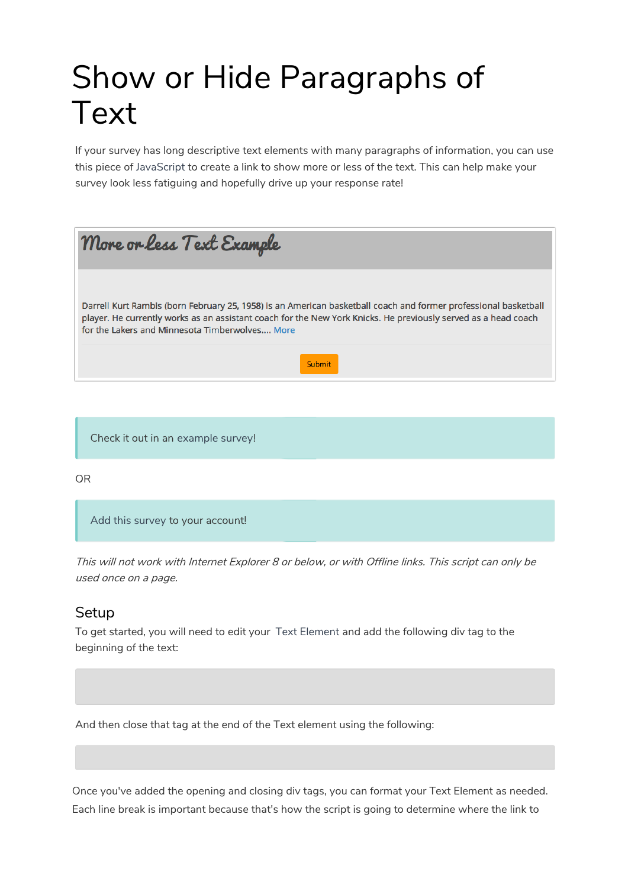# Show or Hide Paragraphs of Text

If your survey has long descriptive text elements with many paragraphs of information, you can use this piece of JavaScript to create a link to show more or less of the text. This can help make your survey look less fatiguing and hopefully drive up your response rate!

More or Less Text Example

Darrell Kurt Rambis (born February 25, 1958) is an American basketball coach and former professional basketball player. He currently works as an assistant coach for the New York Knicks. He previously served as a head coach for the Lakers and Minnesota Timberwolves.... More

Submit

Check it out in an example survey!

OR

Add this survey to your account!

*This will not work with Internet Explorer 8 or below, or with Offline links. This script can only be used once on a page.*

## Setup

To get started, you will need to edit your Text Element and add the following div tag to the beginning of the text:

```

```

And then close that tag at the end of the Text element using the following:

```

```

Once you've added the opening and closing div tags, you can format your Text Element as needed. Each line break is important because that's how the script is going to determine where the link to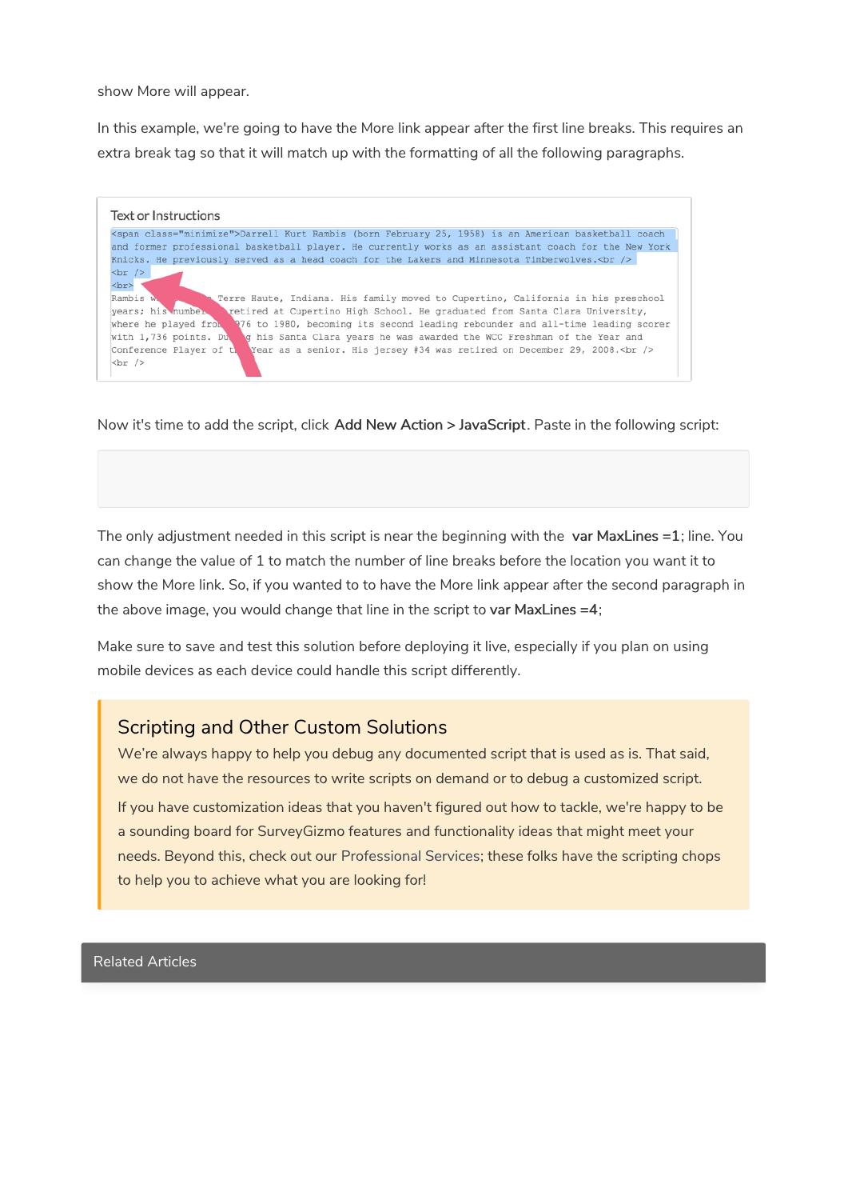show More will appear.

In this example, we're going to have the More link appear after the first line breaks. This requires an extra break tag so that it will match up with the formatting of all the following paragraphs.

Text or Instructions

```
<span class="minimize">Darrell Kurt Rambis (born February 25, 1958) is an American basketball coach and former professional basketball player. He currently works as an assistant coach for the New York Knicks. He previously served as a head coach for the Lakers and Minnesota Timberwolves.<br />
<br />
<br>
Rambis w... Terre Haute, Indiana. His family moved to Cupertino, California in his preschool years; his number ... retired at Cupertino High School. He graduated from Santa Clara University, where he played fro... 976 to 1980, becoming its second leading rebounder and all-time leading scorer with 1,736 points. Du...g his Santa Clara years he was awarded the WCC Freshman of the Year and Conference Player of t... Year as a senior. His jersey #34 was retired on December 29, 2008.<br />
<br />
```

Now it's time to add the script, click **Add New Action > JavaScript**. Paste in the following script:

```

```

The only adjustment needed in this script is near the beginning with the **var MaxLines =1**; line. You can change the value of 1 to match the number of line breaks before the location you want it to show the More link. So, if you wanted to to have the More link appear after the second paragraph in the above image, you would change that line in the script to **var MaxLines =4**;

Make sure to save and test this solution before deploying it live, especially if you plan on using mobile devices as each device could handle this script differently.

### Scripting and Other Custom Solutions

We're always happy to help you debug any documented script that is used as is. That said, we do not have the resources to write scripts on demand or to debug a customized script.

If you have customization ideas that you haven't figured out how to tackle, we're happy to be a sounding board for SurveyGizmo features and functionality ideas that might meet your needs. Beyond this, check out our Professional Services; these folks have the scripting chops to help you to achieve what you are looking for!

Related Articles